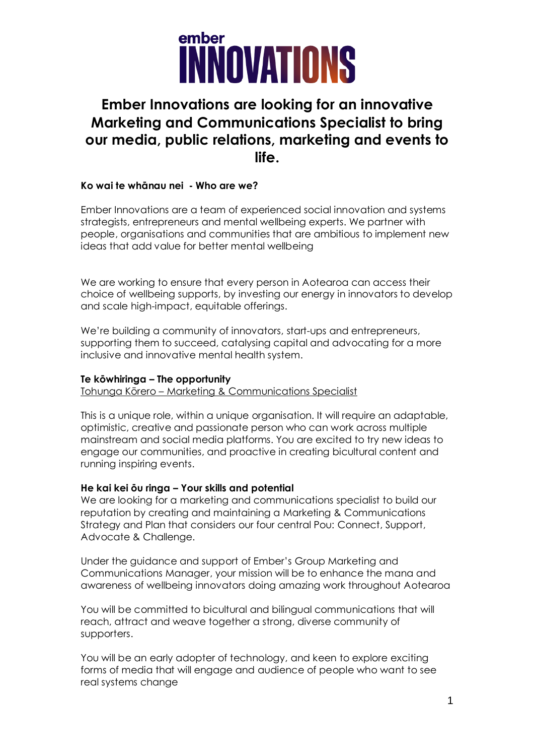# Ember Innovations are looking for an innovative Marketing and Communications Specialist to bring our media, public relations, marketing and events to life.

**Ko wai te whānau nei - Who are we?**

Ember Innovations are a team of experienced social innovation and systems strategists, entrepreneurs and mental wellbeing experts. We partner with people, organisations and communities that are ambitious to implement new ideas that add value for better mental wellbeing

We are working to ensure that every person in Aotearoa can access their choice of wellbeing supports, by investing our energy in innovators to develop and scale high-impact, equitable offerings.

We're building a community of innovators, start-ups and entrepreneurs, supporting them to succeed, catalysing capital and advocating for a more inclusive and innovative mental health system.

**Te kōwhiringa – The opportunity**

Tohunga Kōrero – Marketing & Communications Specialist

This is a unique role, within a unique organisation. It will require an adaptable, optimistic, creative and passionate person who can work across multiple mainstream and social media platforms. You are excited to try new ideas to engage our communities, and proactive in creating bicultural content and running inspiring events.

**He kai kei ōu ringa – Your skills and potential**

We are looking for a marketing and communications specialist to build our reputation by creating and maintaining a Marketing & Communications Strategy and Plan that considers our four central Pou: Connect, Support, Advocate & Challenge.

Under the guidance and support of Ember's Group Marketing and Communications Manager, your mission will be to enhance the mana and awareness of wellbeing innovators doing amazing work throughout Aotearoa

You will be committed to bicultural and bilingual communications that will reach, attract and weave together a strong, diverse community of supporters.

You will be an early adopter of technology, and keen to explore exciting forms of media that will engage and audience of people who want to see real systems change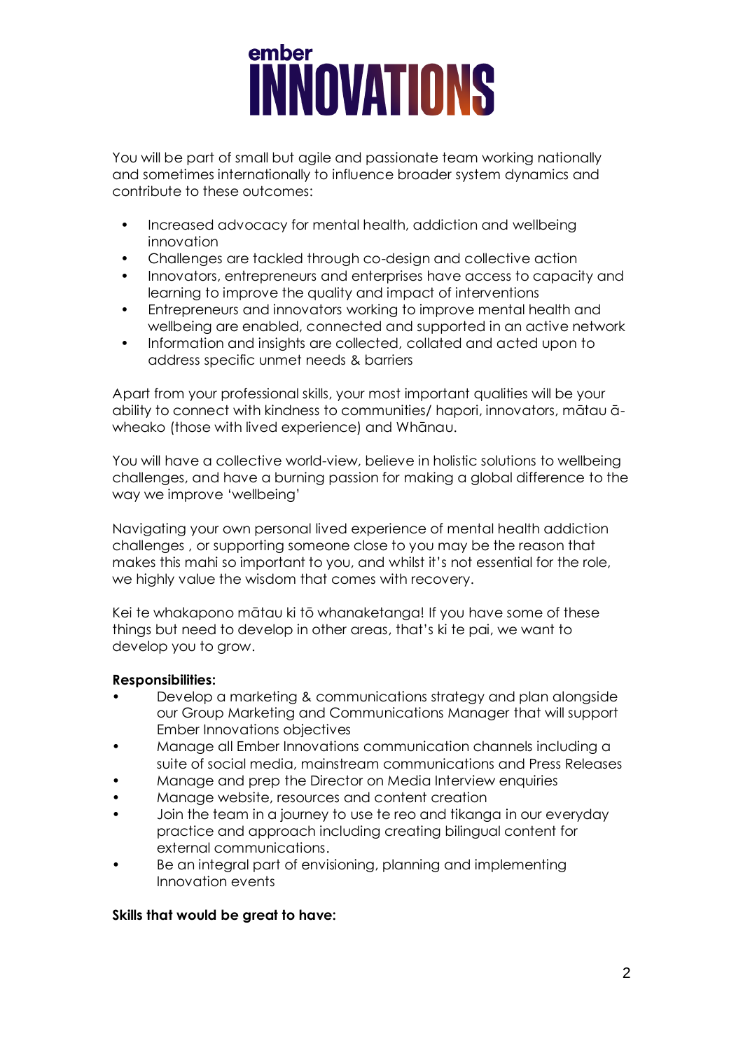You will be part of small but agile and passionate team working nationally and sometimes internationally to influence broader system dynamics and contribute to these outcomes:

- Increased advocacy for mental health, addiction and wellbeing innovation
- Challenges are tackled through co-design and collective action
- Innovators, entrepreneurs and enterprises have access to capacity and learning to improve the quality and impact of interventions
- Entrepreneurs and innovators working to improve mental health and wellbeing are enabled, connected and supported in an active network
- Information and insights are collected, collated and acted upon to address specific unmet needs & barriers

Apart from your professional skills, your most important qualities will be your ability to connect with kindness to communities/ hapori, innovators, mātau ā-wheako (those with lived experience) and Whānau.

You will have a collective world-view, believe in holistic solutions to wellbeing challenges, and have a burning passion for making a global difference to the way we improve 'wellbeing'

Navigating your own personal lived experience of mental health addiction challenges , or supporting someone close to you may be the reason that makes this mahi so important to you, and whilst it's not essential for the role, we highly value the wisdom that comes with recovery.

Kei te whakapono mātau ki tō whanaketanga! If you have some of these things but need to develop in other areas, that's ki te pai, we want to develop you to grow.

**Responsibilities:**

- Develop a marketing & communications strategy and plan alongside our Group Marketing and Communications Manager that will support Ember Innovations objectives
- Manage all Ember Innovations communication channels including a suite of social media, mainstream communications and Press Releases
- Manage and prep the Director on Media Interview enquiries
- Manage website, resources and content creation
- Join the team in a journey to use te reo and tikanga in our everyday practice and approach including creating bilingual content for external communications.
- Be an integral part of envisioning, planning and implementing Innovation events

**Skills that would be great to have:**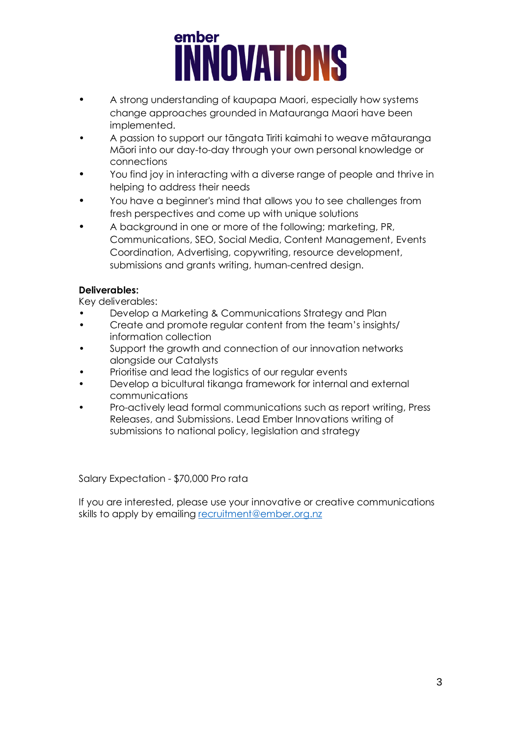- A strong understanding of kaupapa Maori, especially how systems change approaches grounded in Matauranga Maori have been implemented.
- A passion to support our tāngata Tiriti kaimahi to weave mātauranga Māori into our day-to-day through your own personal knowledge or connections
- You find joy in interacting with a diverse range of people and thrive in helping to address their needs
- You have a beginner's mind that allows you to see challenges from fresh perspectives and come up with unique solutions
- A background in one or more of the following; marketing, PR, Communications, SEO, Social Media, Content Management, Events Coordination, Advertising, copywriting, resource development, submissions and grants writing, human-centred design.

**Deliverables:**

Key deliverables:

- Develop a Marketing & Communications Strategy and Plan
- Create and promote regular content from the team's insights/ information collection
- Support the growth and connection of our innovation networks alongside our Catalysts
- Prioritise and lead the logistics of our regular events
- Develop a bicultural tikanga framework for internal and external communications
- Pro-actively lead formal communications such as report writing, Press Releases, and Submissions. Lead Ember Innovations writing of submissions to national policy, legislation and strategy

Salary Expectation - $70,000 Pro rata

If you are interested, please use your innovative or creative communications skills to apply by emailing [recruitment@ember.org.nz](mailto:recruitment@ember.org.nz)